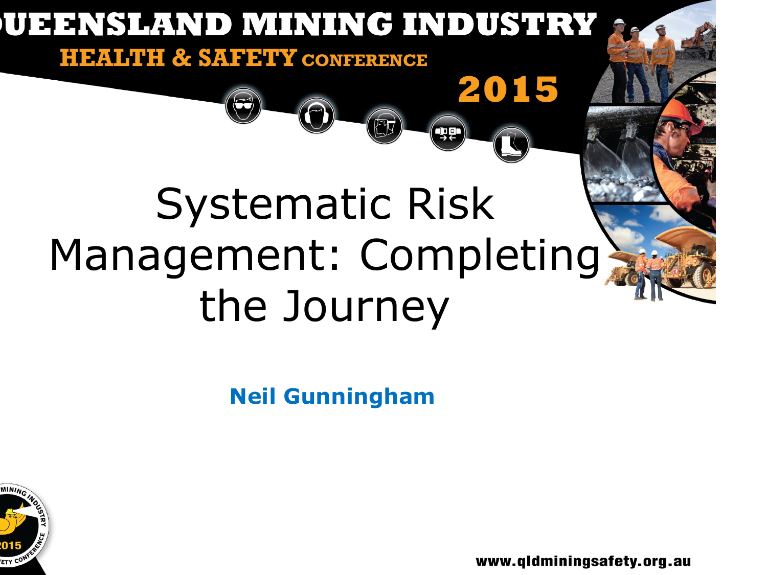# QUEENSLAND MINING INDUSTRY

## HEALTH & SAFETY CONFERENCE

2015

# Systematic Risk Management: Completing the Journey

**Neil Gunningham**

www.qldminingsafety.org.au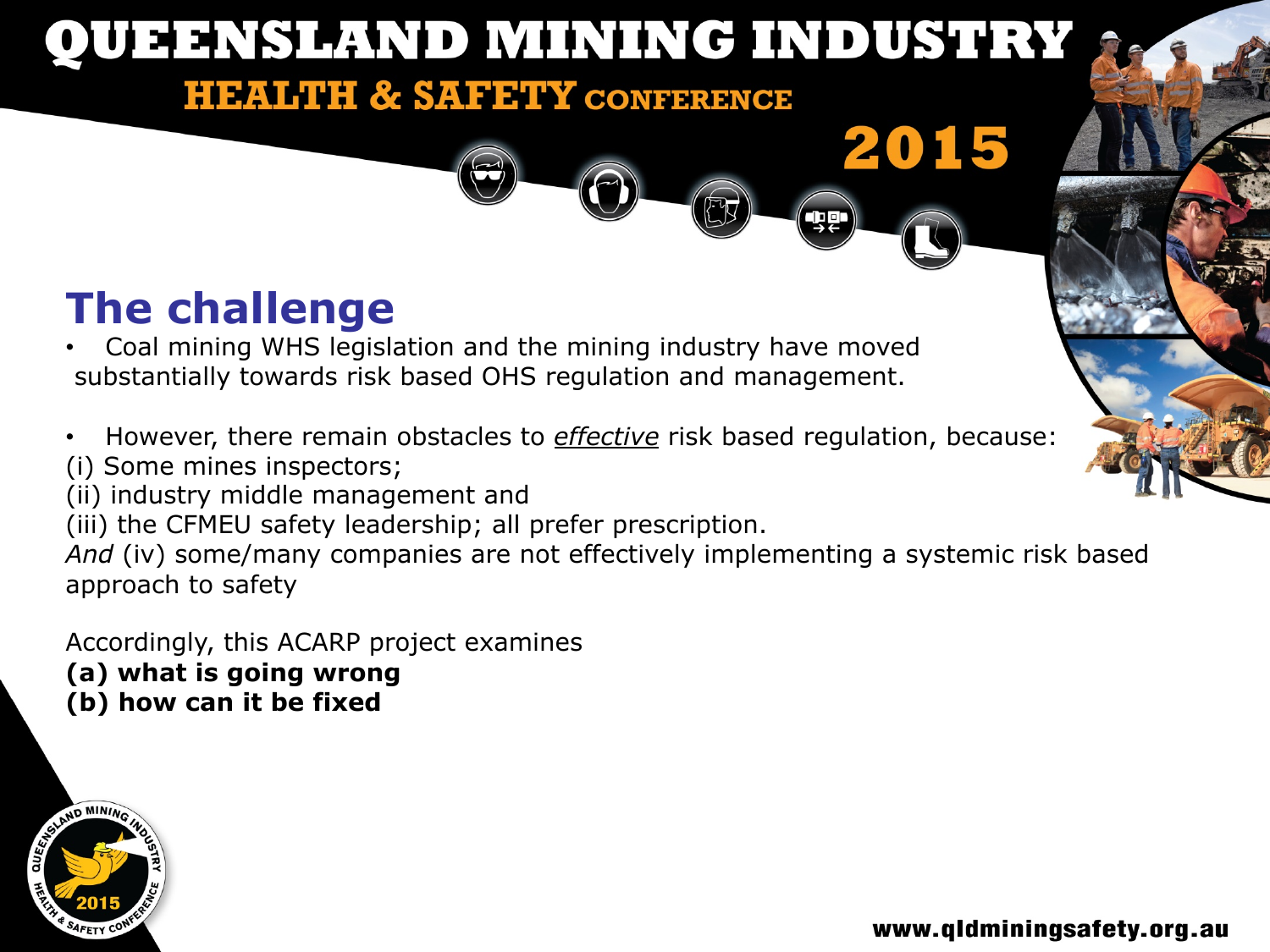## The challenge

- Coal mining WHS legislation and the mining industry have moved substantially towards risk based OHS regulation and management.

- However, there remain obstacles to *effective* risk based regulation, because:

(i) Some mines inspectors;
(ii) industry middle management and
(iii) the CFMEU safety leadership; all prefer prescription.
*And* (iv) some/many companies are not effectively implementing a systemic risk based approach to safety

Accordingly, this ACARP project examines
**(a) what is going wrong**
**(b) how can it be fixed**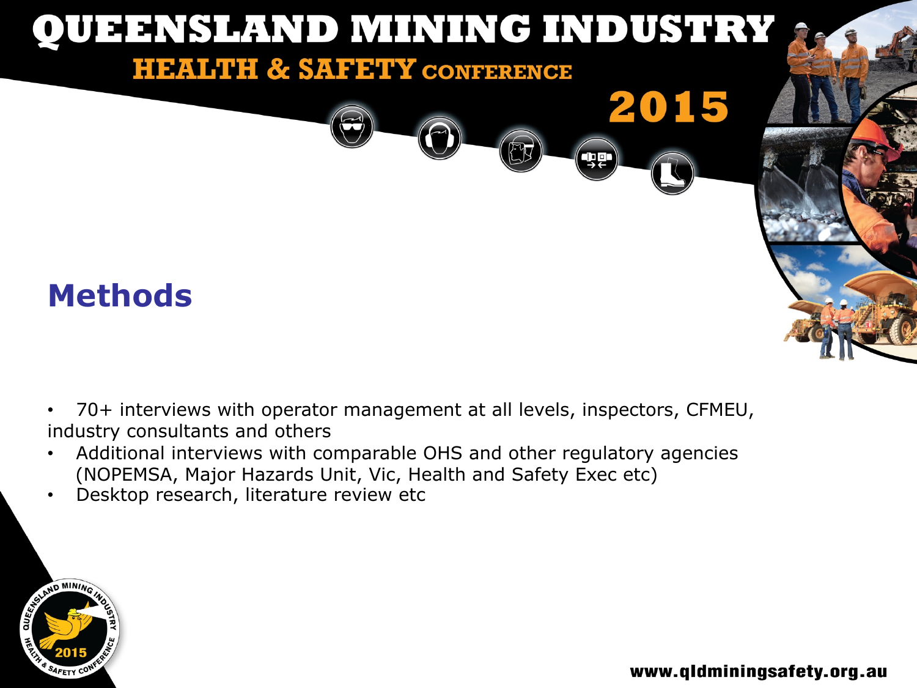## Methods

- 70+ interviews with operator management at all levels, inspectors, CFMEU, industry consultants and others
- Additional interviews with comparable OHS and other regulatory agencies (NOPEMSA, Major Hazards Unit, Vic, Health and Safety Exec etc)
- Desktop research, literature review etc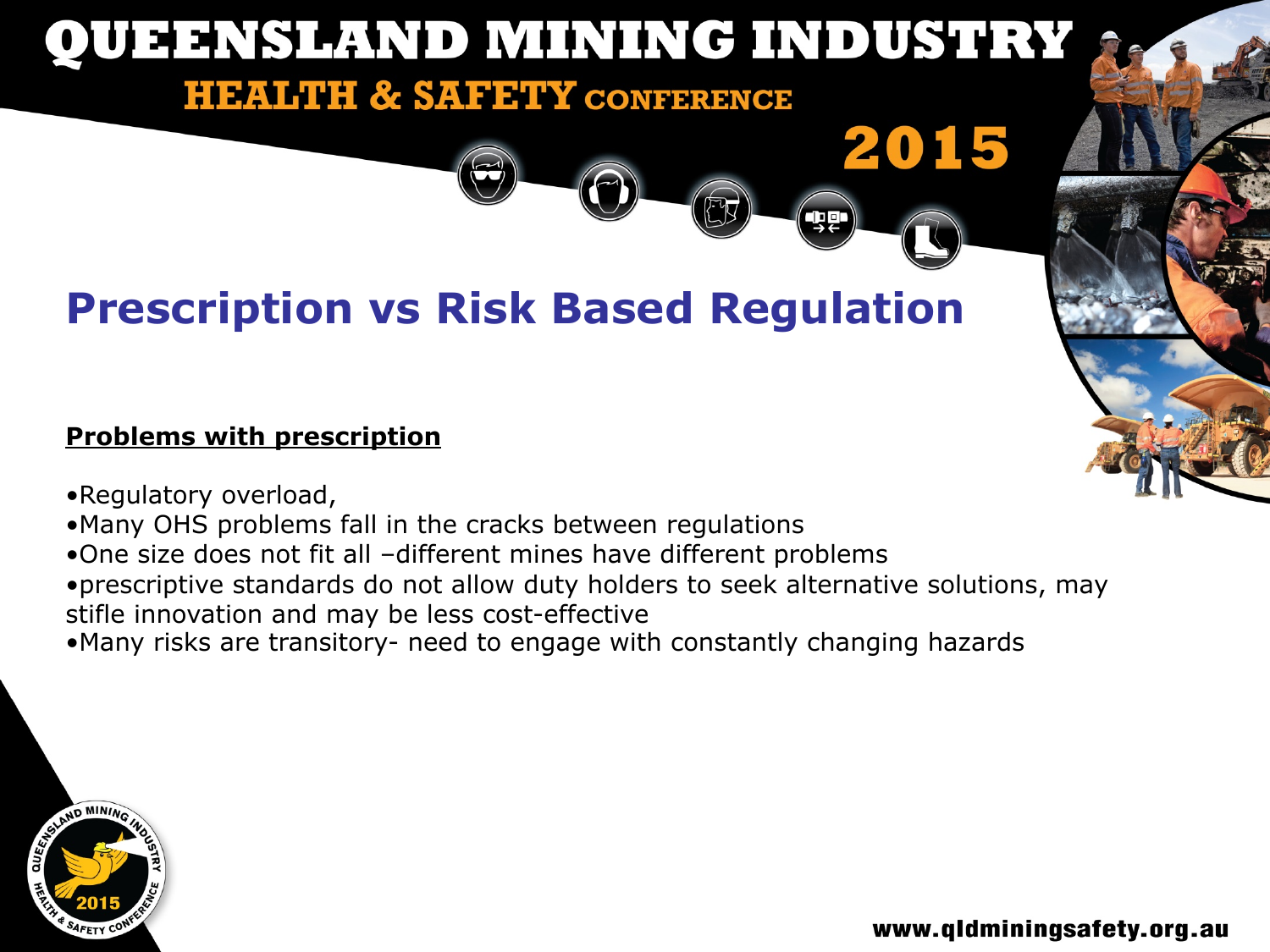## Prescription vs Risk Based Regulation

**Problems with prescription**

- Regulatory overload,
- Many OHS problems fall in the cracks between regulations
- One size does not fit all –different mines have different problems
- prescriptive standards do not allow duty holders to seek alternative solutions, may stifle innovation and may be less cost-effective
- Many risks are transitory- need to engage with constantly changing hazards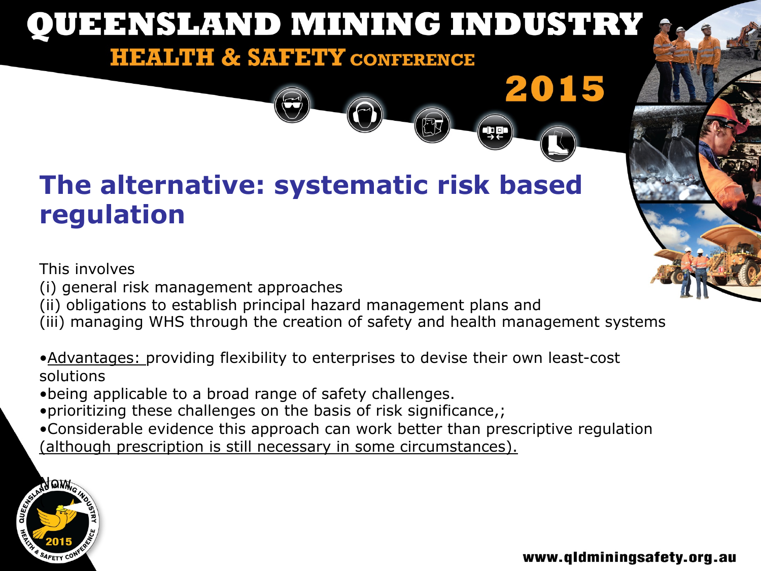## The alternative: systematic risk based regulation

This involves
(i) general risk management approaches
(ii) obligations to establish principal hazard management plans and
(iii) managing WHS through the creation of safety and health management systems

- Advantages: providing flexibility to enterprises to devise their own least-cost solutions
- being applicable to a broad range of safety challenges.
- prioritizing these challenges on the basis of risk significance,;
- Considerable evidence this approach can work better than prescriptive regulation (although prescription is still necessary in some circumstances).

Now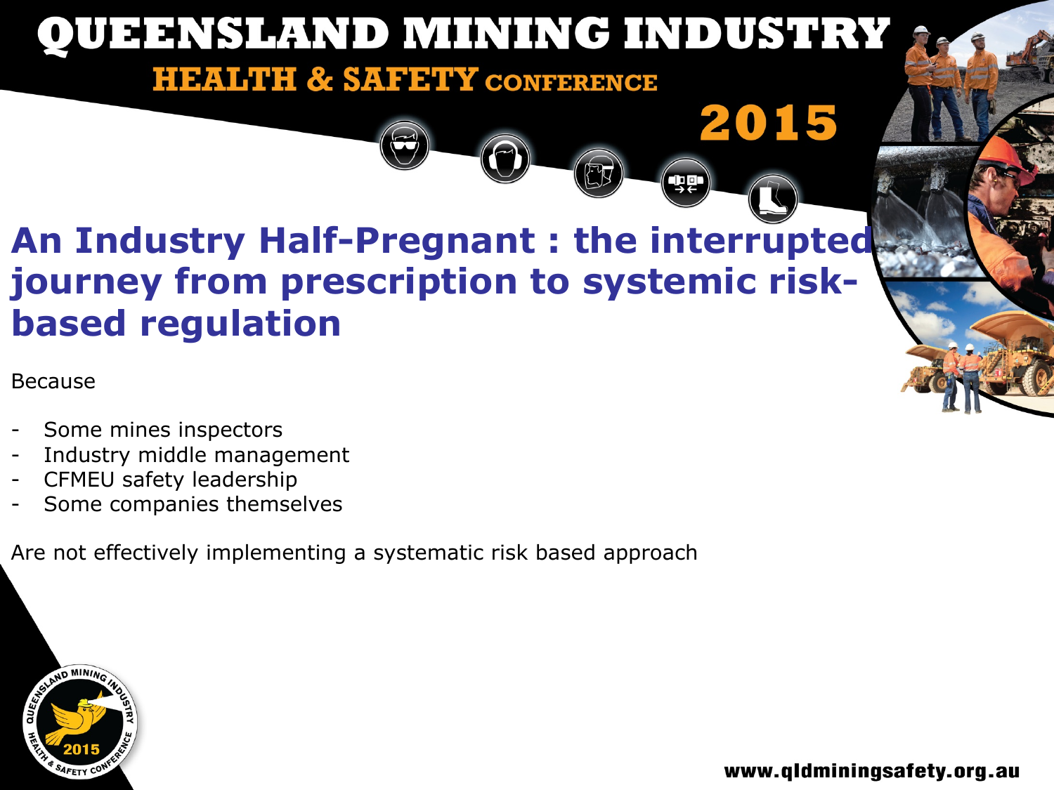# An Industry Half-Pregnant : the interrupted journey from prescription to systemic risk-based regulation

Because

- Some mines inspectors
- Industry middle management
- CFMEU safety leadership
- Some companies themselves

Are not effectively implementing a systematic risk based approach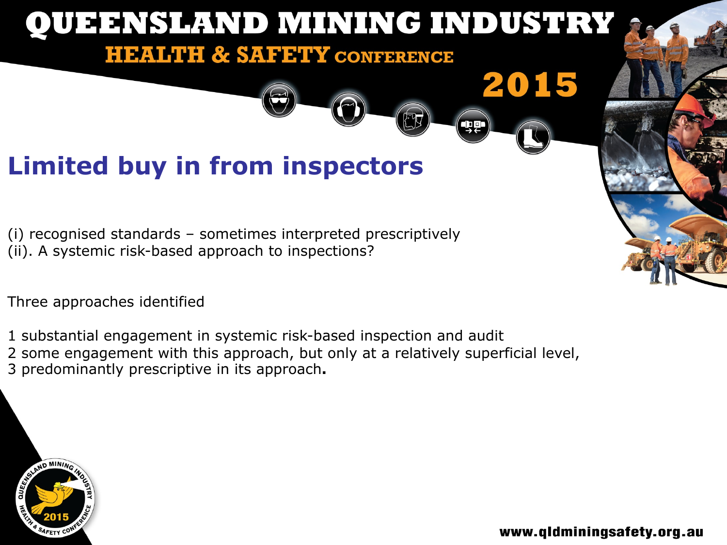# Limited buy in from inspectors

(i) recognised standards – sometimes interpreted prescriptively
(ii). A systemic risk-based approach to inspections?

Three approaches identified

1 substantial engagement in systemic risk-based inspection and audit
2 some engagement with this approach, but only at a relatively superficial level,
3 predominantly prescriptive in its approach**.**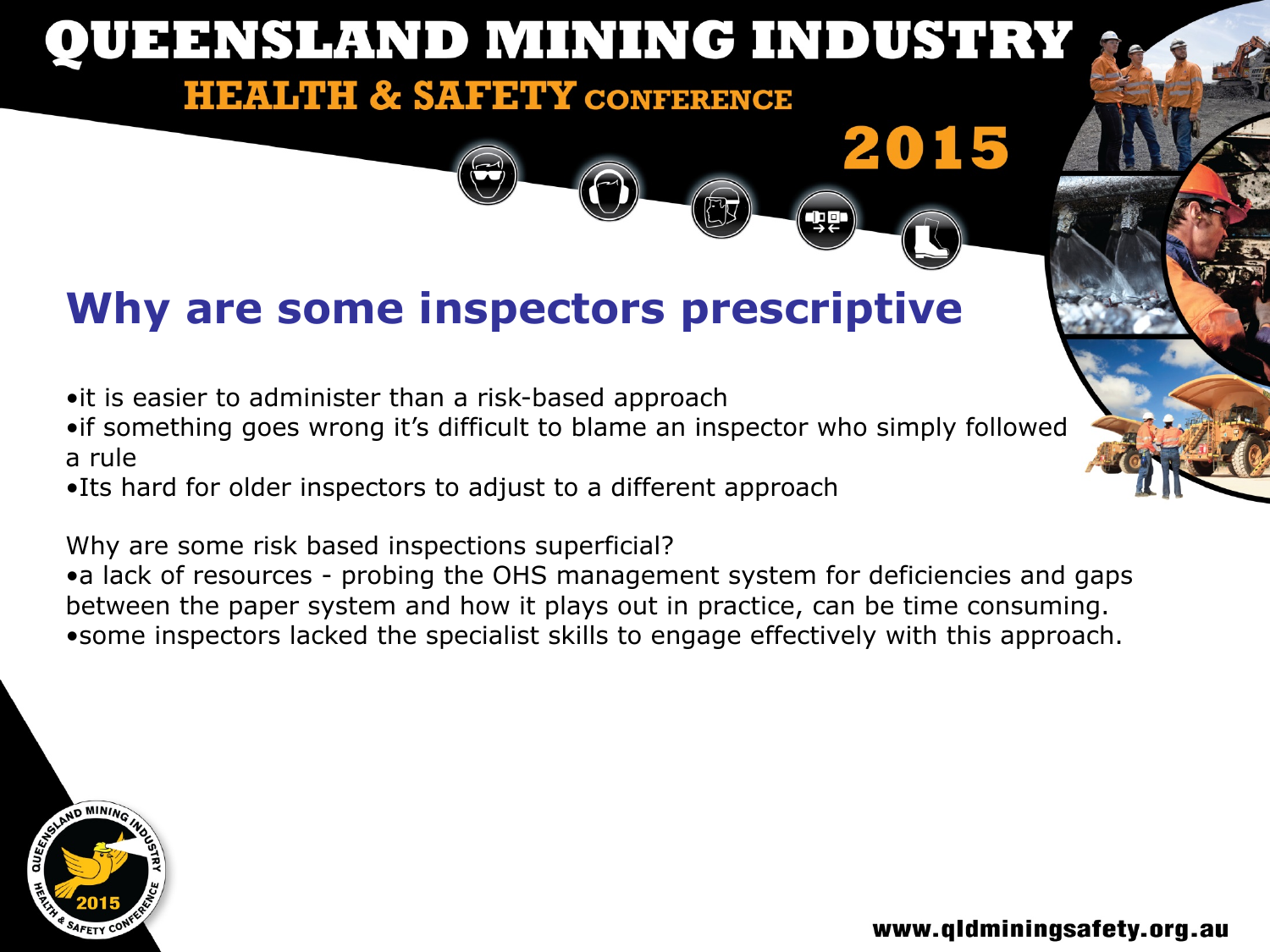# Why are some inspectors prescriptive

- it is easier to administer than a risk-based approach
- if something goes wrong it's difficult to blame an inspector who simply followed a rule
- Its hard for older inspectors to adjust to a different approach

Why are some risk based inspections superficial?

- a lack of resources - probing the OHS management system for deficiencies and gaps between the paper system and how it plays out in practice, can be time consuming.
- some inspectors lacked the specialist skills to engage effectively with this approach.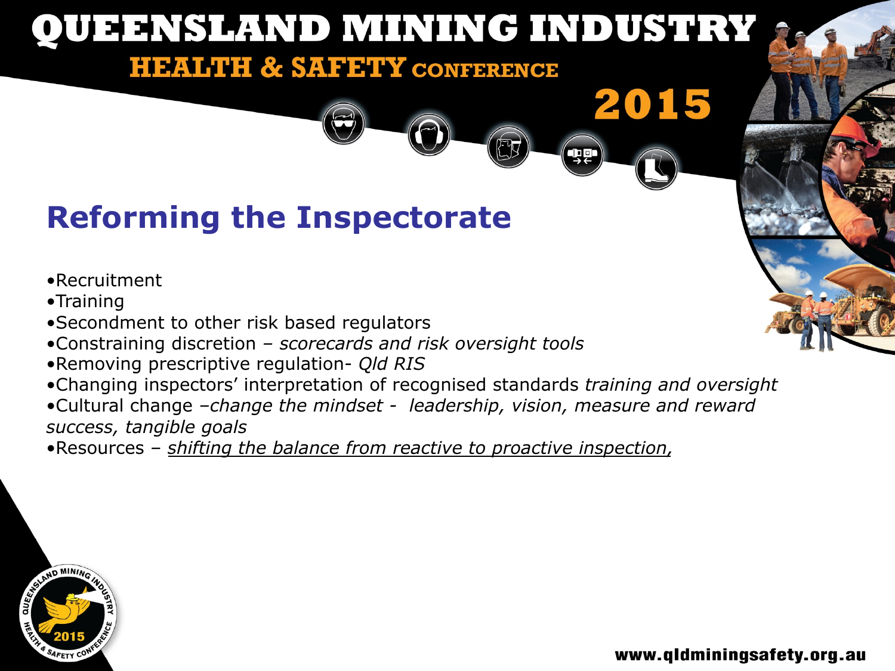# Reforming the Inspectorate

- Recruitment
- Training
- Secondment to other risk based regulators
- Constraining discretion – *scorecards and risk oversight tools*
- Removing prescriptive regulation- *Qld RIS*
- Changing inspectors' interpretation of recognised standards *training and oversight*
- Cultural change –*change the mindset - leadership, vision, measure and reward success, tangible goals*
- Resources – <u>*shifting the balance from reactive to proactive inspection,*</u>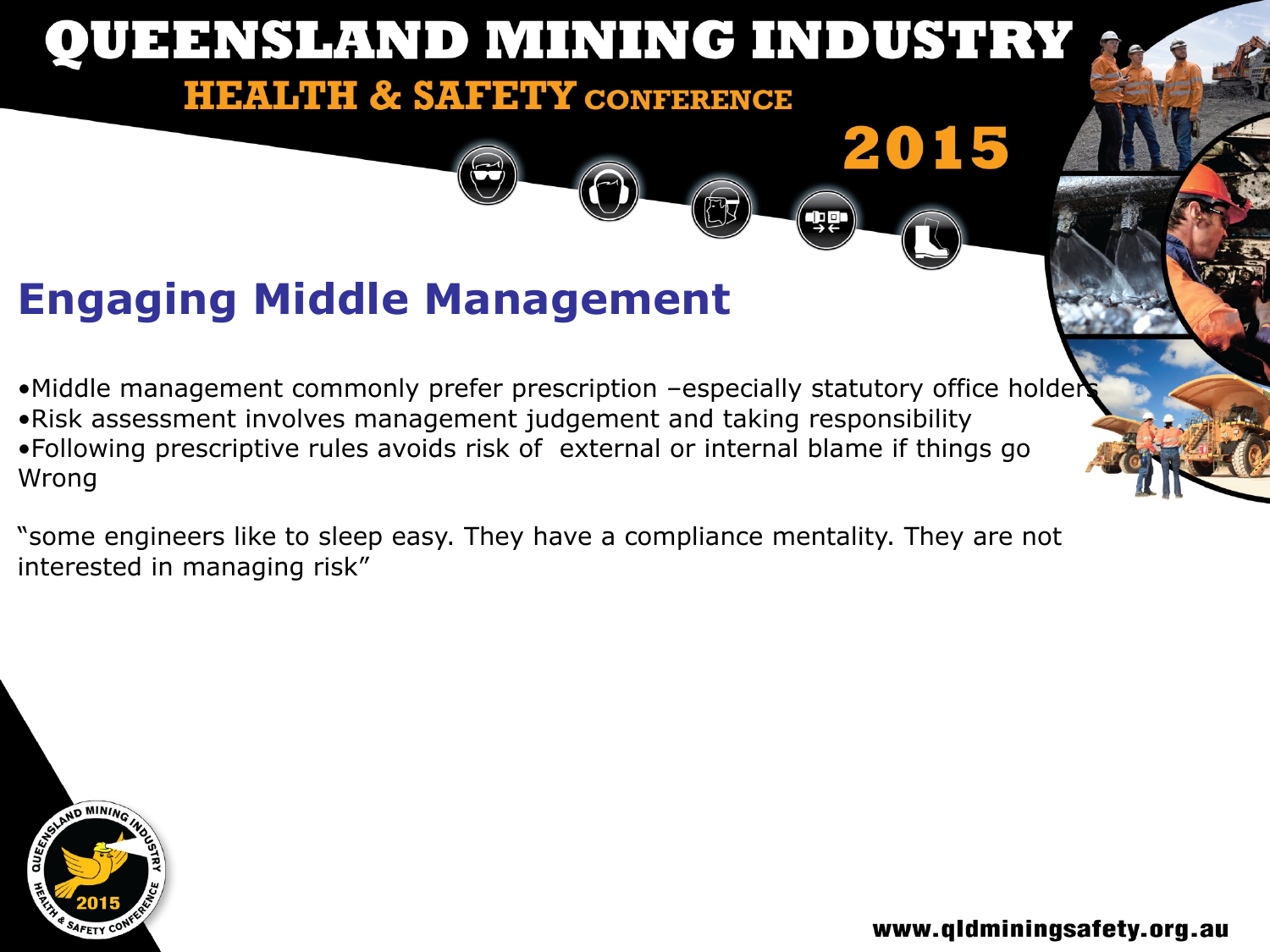## Engaging Middle Management

- Middle management commonly prefer prescription –especially statutory office holders
- Risk assessment involves management judgement and taking responsibility
- Following prescriptive rules avoids risk of external or internal blame if things go Wrong

"some engineers like to sleep easy. They have a compliance mentality. They are not interested in managing risk"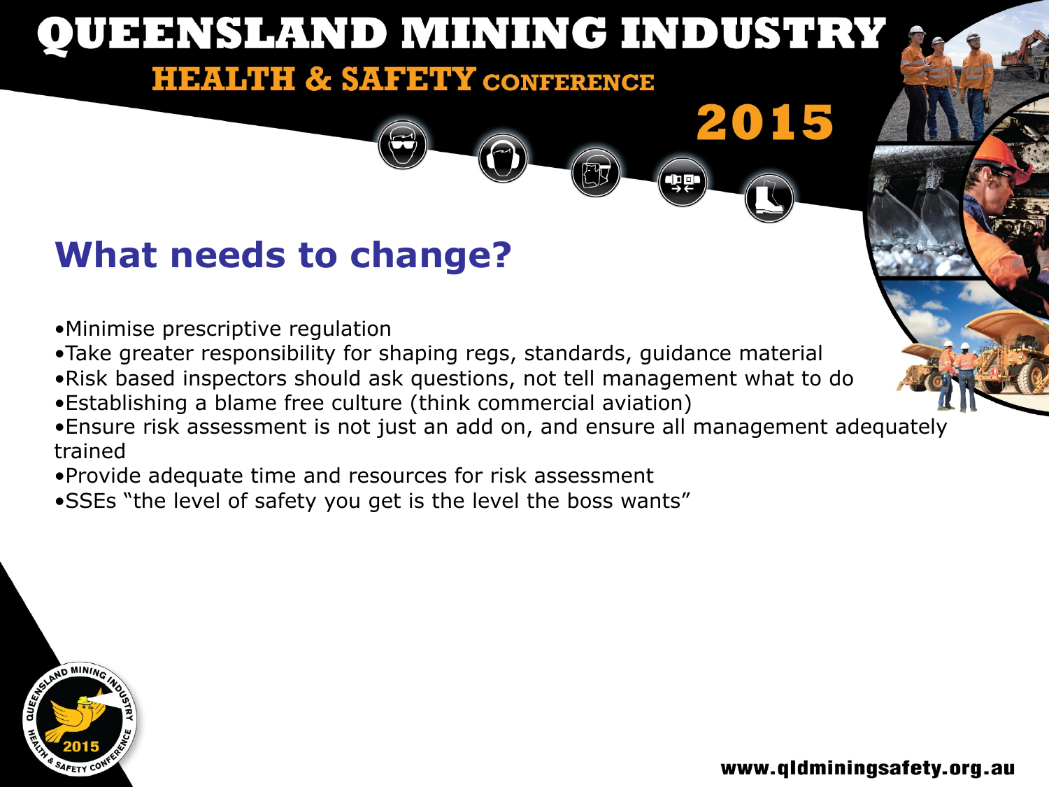## What needs to change?

- Minimise prescriptive regulation
- Take greater responsibility for shaping regs, standards, guidance material
- Risk based inspectors should ask questions, not tell management what to do
- Establishing a blame free culture (think commercial aviation)
- Ensure risk assessment is not just an add on, and ensure all management adequately trained
- Provide adequate time and resources for risk assessment
- SSEs "the level of safety you get is the level the boss wants"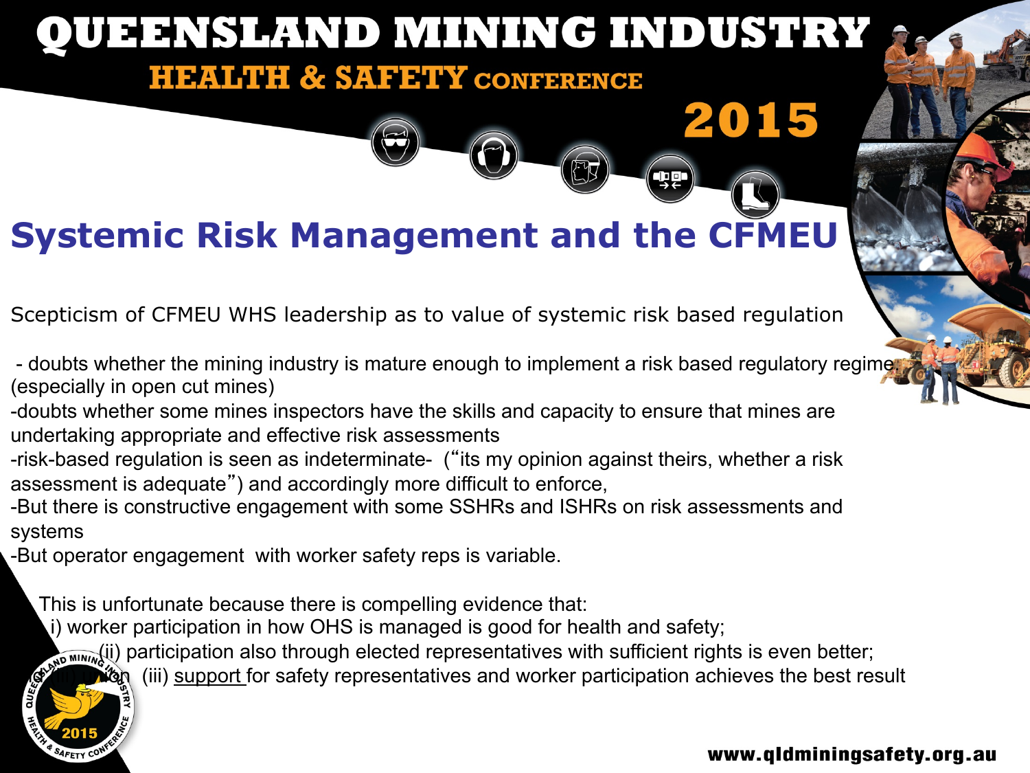# Systemic Risk Management and the CFMEU

Scepticism of CFMEU WHS leadership as to value of systemic risk based regulation

- doubts whether the mining industry is mature enough to implement a risk based regulatory regime (especially in open cut mines)
- doubts whether some mines inspectors have the skills and capacity to ensure that mines are undertaking appropriate and effective risk assessments
- risk-based regulation is seen as indeterminate- ("its my opinion against theirs, whether a risk assessment is adequate") and accordingly more difficult to enforce,
- But there is constructive engagement with some SSHRs and ISHRs on risk assessments and systems
- But operator engagement with worker safety reps is variable.

This is unfortunate because there is compelling evidence that:

i) worker participation in how OHS is managed is good for health and safety;

(ii) participation also through elected representatives with sufficient rights is even better;

(iii) support for safety representatives and worker participation achieves the best result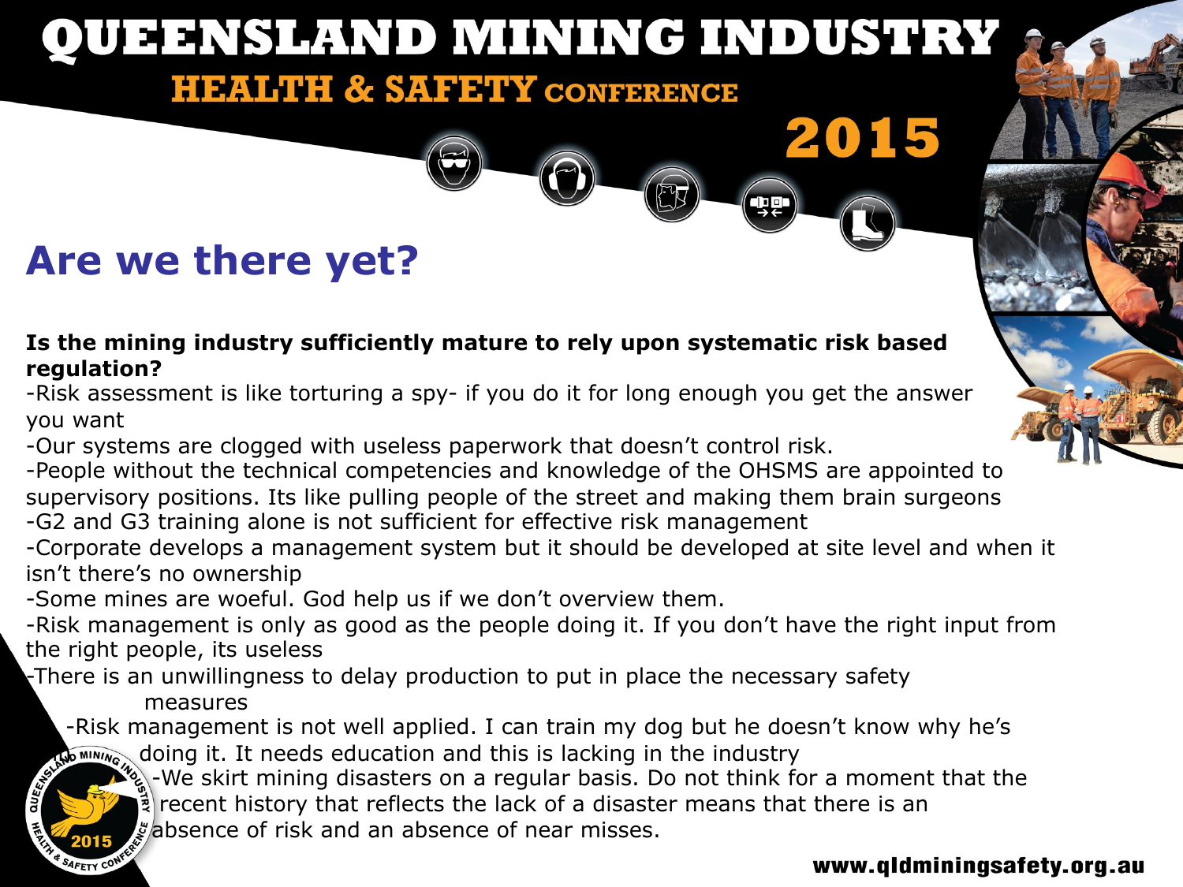## Are we there yet?

**Is the mining industry sufficiently mature to rely upon systematic risk based regulation?**

-Risk assessment is like torturing a spy- if you do it for long enough you get the answer you want

-Our systems are clogged with useless paperwork that doesn't control risk.

-People without the technical competencies and knowledge of the OHSMS are appointed to supervisory positions. Its like pulling people of the street and making them brain surgeons

-G2 and G3 training alone is not sufficient for effective risk management

-Corporate develops a management system but it should be developed at site level and when it isn't there's no ownership

-Some mines are woeful. God help us if we don't overview them.

-Risk management is only as good as the people doing it. If you don't have the right input from the right people, its useless

-There is an unwillingness to delay production to put in place the necessary safety measures

-Risk management is not well applied. I can train my dog but he doesn't know why he's doing it. It needs education and this is lacking in the industry

-We skirt mining disasters on a regular basis. Do not think for a moment that the recent history that reflects the lack of a disaster means that there is an absence of risk and an absence of near misses.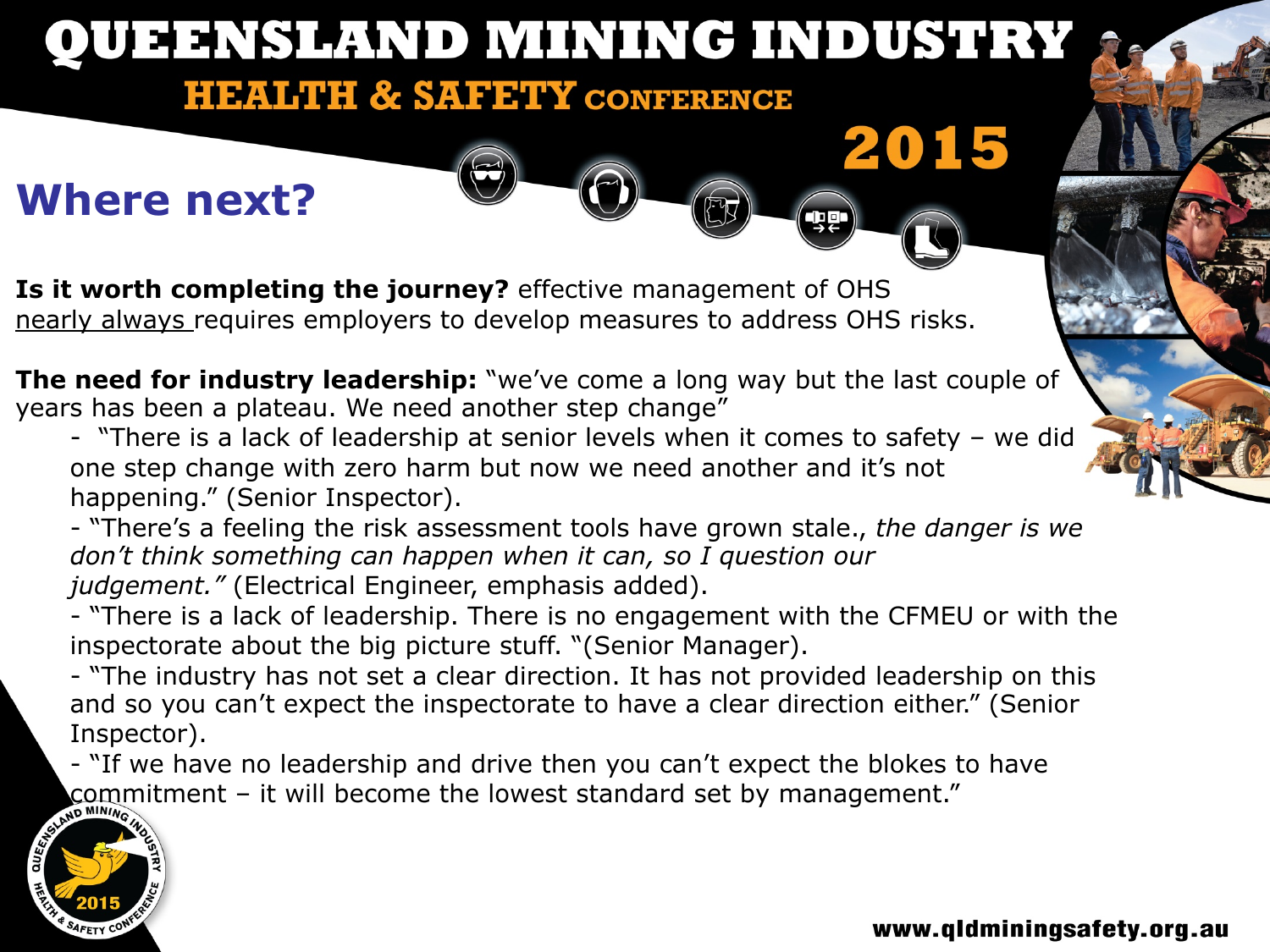## Where next?

**Is it worth completing the journey?** effective management of OHS nearly always requires employers to develop measures to address OHS risks.

**The need for industry leadership:** "we've come a long way but the last couple of years has been a plateau. We need another step change"

- "There is a lack of leadership at senior levels when it comes to safety – we did one step change with zero harm but now we need another and it's not happening." (Senior Inspector).
- "There's a feeling the risk assessment tools have grown stale., *the danger is we don't think something can happen when it can, so I question our judgement."* (Electrical Engineer, emphasis added).
- "There is a lack of leadership. There is no engagement with the CFMEU or with the inspectorate about the big picture stuff. "(Senior Manager).
- "The industry has not set a clear direction. It has not provided leadership on this and so you can't expect the inspectorate to have a clear direction either." (Senior Inspector).
- "If we have no leadership and drive then you can't expect the blokes to have commitment – it will become the lowest standard set by management."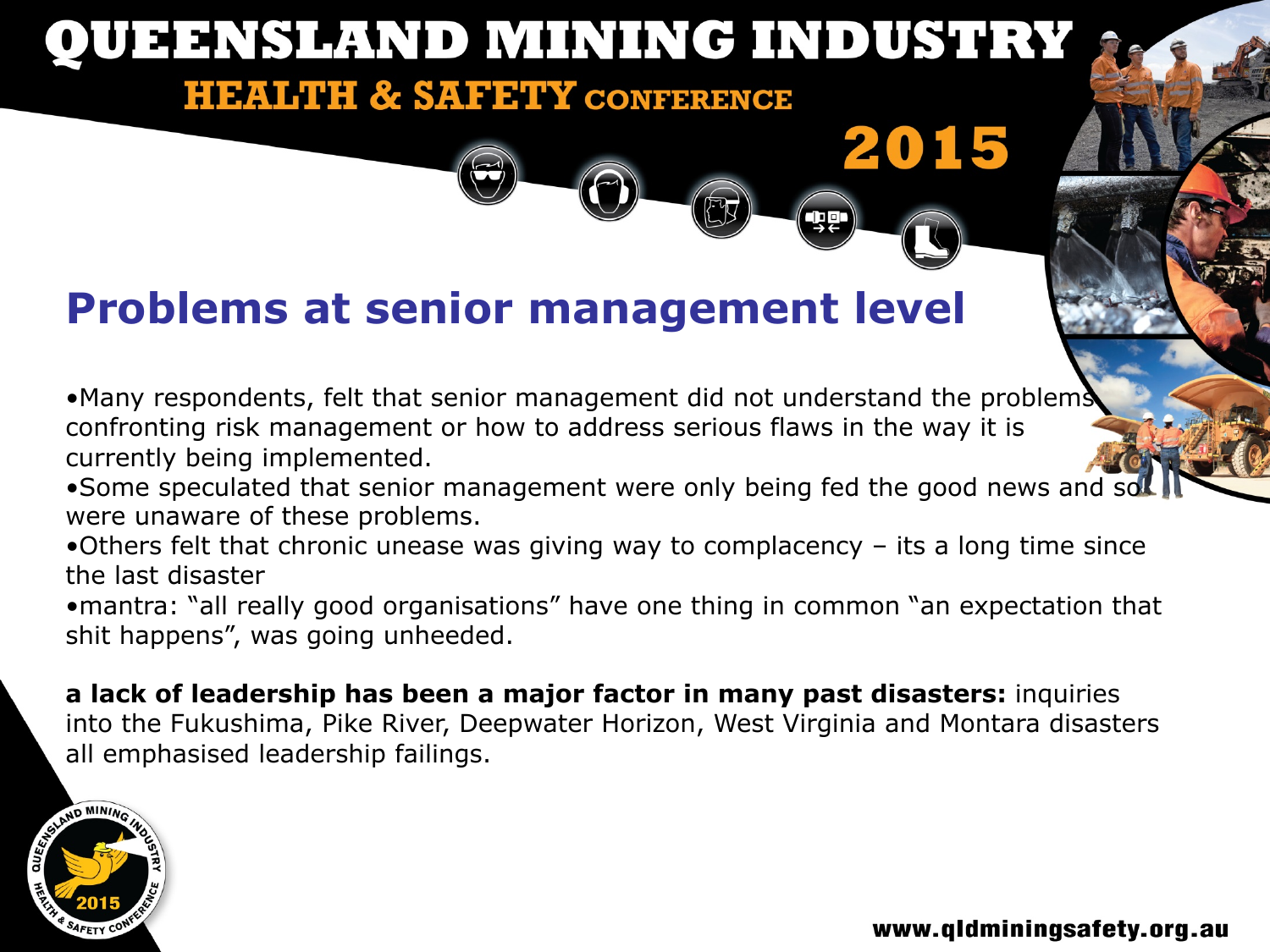## Problems at senior management level

- Many respondents, felt that senior management did not understand the problems confronting risk management or how to address serious flaws in the way it is currently being implemented.
- Some speculated that senior management were only being fed the good news and so were unaware of these problems.
- Others felt that chronic unease was giving way to complacency – its a long time since the last disaster
- mantra: "all really good organisations" have one thing in common "an expectation that shit happens", was going unheeded.

**a lack of leadership has been a major factor in many past disasters:** inquiries into the Fukushima, Pike River, Deepwater Horizon, West Virginia and Montara disasters all emphasised leadership failings.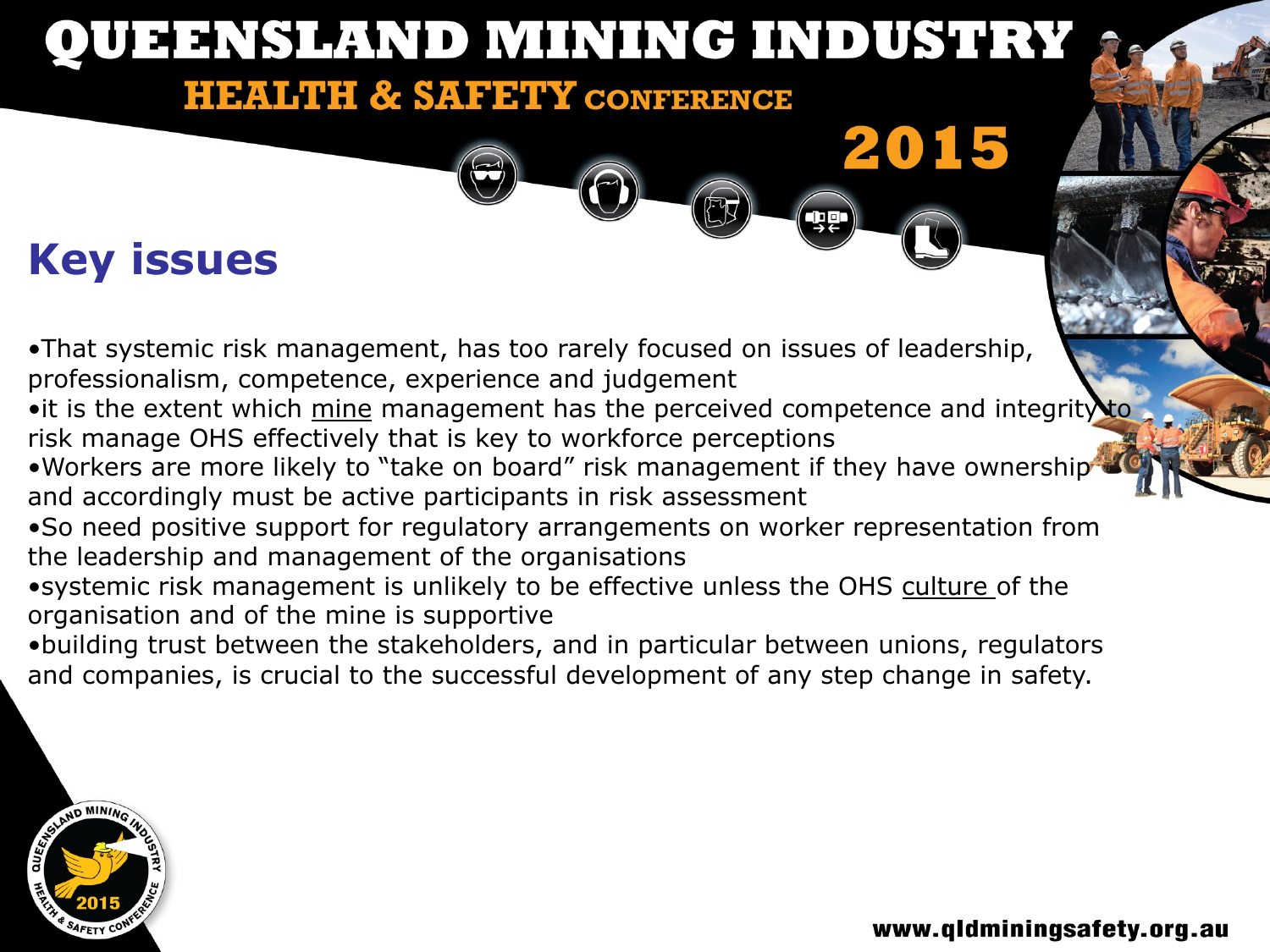## Key issues

- That systemic risk management, has too rarely focused on issues of leadership, professionalism, competence, experience and judgement
- it is the extent which mine management has the perceived competence and integrity to risk manage OHS effectively that is key to workforce perceptions
- Workers are more likely to "take on board" risk management if they have ownership and accordingly must be active participants in risk assessment
- So need positive support for regulatory arrangements on worker representation from the leadership and management of the organisations
- systemic risk management is unlikely to be effective unless the OHS culture of the organisation and of the mine is supportive
- building trust between the stakeholders, and in particular between unions, regulators and companies, is crucial to the successful development of any step change in safety.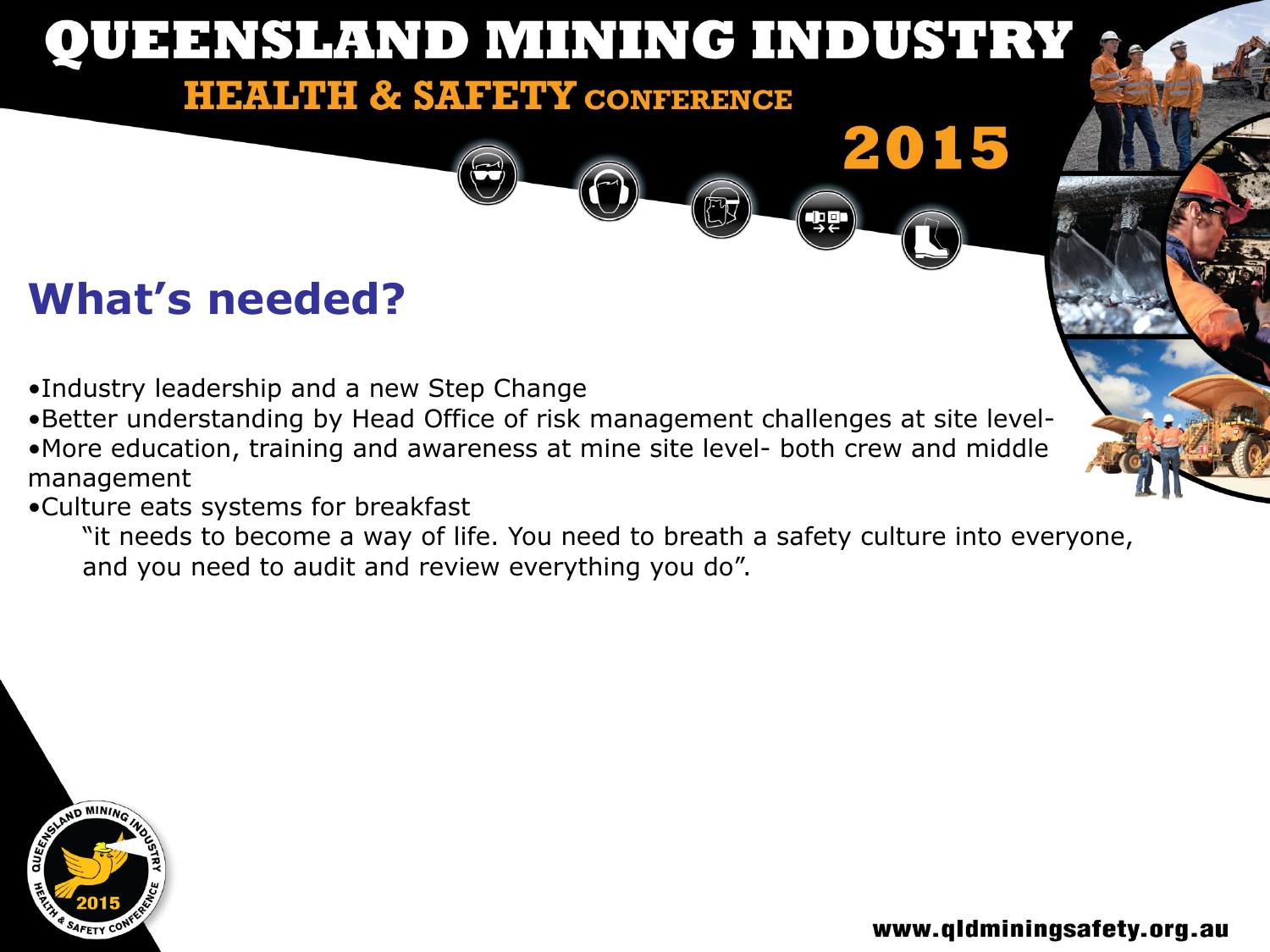## What's needed?

- Industry leadership and a new Step Change
- Better understanding by Head Office of risk management challenges at site level-
- More education, training and awareness at mine site level- both crew and middle management
- Culture eats systems for breakfast

  "it needs to become a way of life. You need to breath a safety culture into everyone, and you need to audit and review everything you do".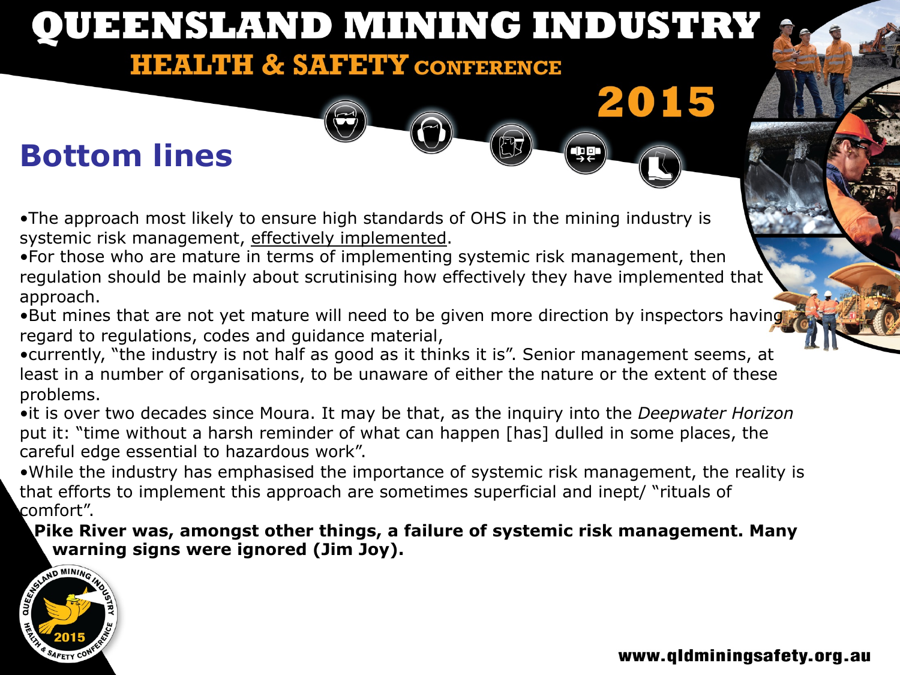# Bottom lines

- The approach most likely to ensure high standards of OHS in the mining industry is systemic risk management, effectively implemented.
- For those who are mature in terms of implementing systemic risk management, then regulation should be mainly about scrutinising how effectively they have implemented that approach.
- But mines that are not yet mature will need to be given more direction by inspectors having regard to regulations, codes and guidance material,
- currently, "the industry is not half as good as it thinks it is". Senior management seems, at least in a number of organisations, to be unaware of either the nature or the extent of these problems.
- it is over two decades since Moura. It may be that, as the inquiry into the *Deepwater Horizon* put it: "time without a harsh reminder of what can happen [has] dulled in some places, the careful edge essential to hazardous work".
- While the industry has emphasised the importance of systemic risk management, the reality is that efforts to implement this approach are sometimes superficial and inept/ "rituals of comfort".

**Pike River was, amongst other things, a failure of systemic risk management. Many warning signs were ignored (Jim Joy).**